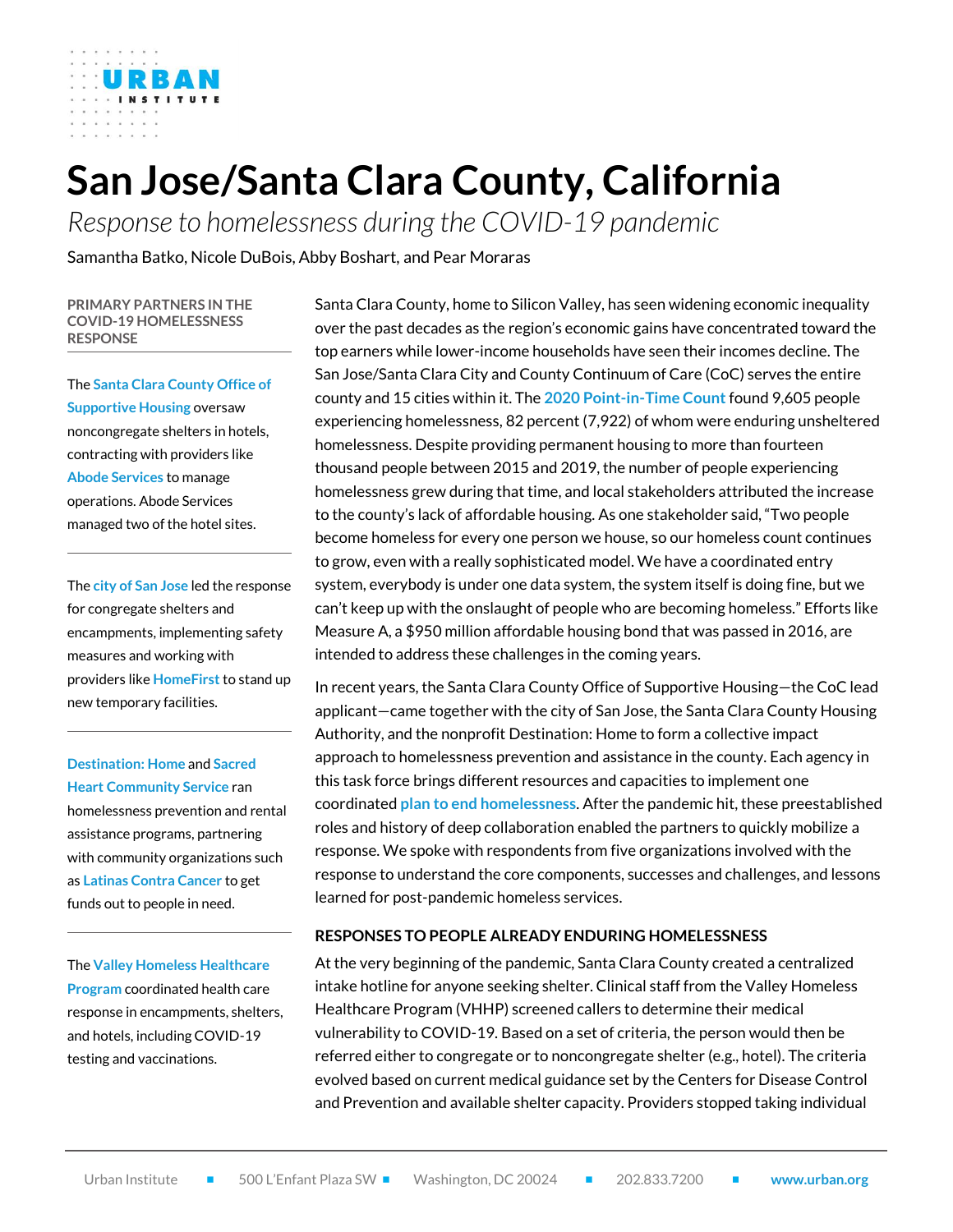# San Jose/Santa Clara County, California

*Response to homelessness during the COVID-19 pandemic*

Samantha Batko, Nicole DuBois, Abby Boshart, and Pear Moraras

**PRIMARY PARTNERS IN THE COVID-19 HOMELESSNESS RESPONSE**

The Santa Clara County Office of Supportive Housing oversaw noncongregate shelters in hotels, contracting with providers like Abode Services to manage operations. Abode Services managed two of the hotel sites.

The city of San Jose led the response for congregate shelters and encampments, implementing safety measures and working with providers like HomeFirst to stand up new temporary facilities.

Destination: Home and Sacred Heart Community Service ran homelessness prevention and rental assistance programs, partnering with community organizations such as Latinas Contra Cancer to get funds out to people in need.

The Valley Homeless Healthcare Program coordinated health care response in encampments, shelters, and hotels, including COVID-19 testing and vaccinations.

Santa Clara County, home to Silicon Valley, has seen widening economic inequality over the past decades as the region's economic gains have concentrated toward the top earners while lower-income households have seen their incomes decline. The San Jose/Santa Clara City and County Continuum of Care (CoC) serves the entire county and 15 cities within it. The 2020 Point-in-Time Count found 9,605 people experiencing homelessness, 82 percent (7,922) of whom were enduring unsheltered homelessness. Despite providing permanent housing to more than fourteen thousand people between 2015 and 2019, the number of people experiencing homelessness grew during that time, and local stakeholders attributed the increase to the county's lack of affordable housing. As one stakeholder said, "Two people become homeless for every one person we house, so our homeless count continues to grow, even with a really sophisticated model. We have a coordinated entry system, everybody is under one data system, the system itself is doing fine, but we can't keep up with the onslaught of people who are becoming homeless." Efforts like Measure A, a $950 million affordable housing bond that was passed in 2016, are intended to address these challenges in the coming years.

In recent years, the Santa Clara County Office of Supportive Housing—the CoC lead applicant—came together with the city of San Jose, the Santa Clara County Housing Authority, and the nonprofit Destination: Home to form a collective impact approach to homelessness prevention and assistance in the county. Each agency in this task force brings different resources and capacities to implement one coordinated plan to end homelessness. After the pandemic hit, these preestablished roles and history of deep collaboration enabled the partners to quickly mobilize a response. We spoke with respondents from five organizations involved with the response to understand the core components, successes and challenges, and lessons learned for post-pandemic homeless services.

## RESPONSES TO PEOPLE ALREADY ENDURING HOMELESSNESS

At the very beginning of the pandemic, Santa Clara County created a centralized intake hotline for anyone seeking shelter. Clinical staff from the Valley Homeless Healthcare Program (VHHP) screened callers to determine their medical vulnerability to COVID-19. Based on a set of criteria, the person would then be referred either to congregate or to noncongregate shelter (e.g., hotel). The criteria evolved based on current medical guidance set by the Centers for Disease Control and Prevention and available shelter capacity. Providers stopped taking individual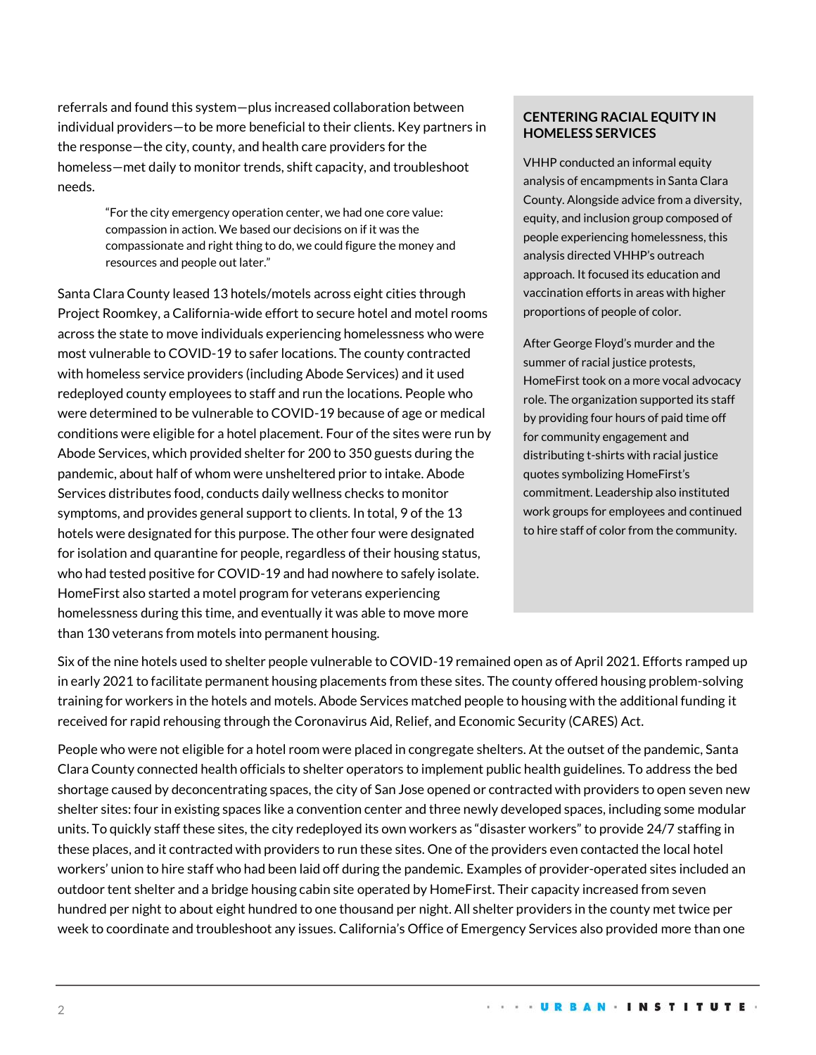referrals and found this system—plus increased collaboration between individual providers—to be more beneficial to their clients. Key partners in the response—the city, county, and health care providers for the homeless—met daily to monitor trends, shift capacity, and troubleshoot needs.

> "For the city emergency operation center, we had one core value: compassion in action. We based our decisions on if it was the compassionate and right thing to do, we could figure the money and resources and people out later."

Santa Clara County leased 13 hotels/motels across eight cities through Project Roomkey, a California-wide effort to secure hotel and motel rooms across the state to move individuals experiencing homelessness who were most vulnerable to COVID-19 to safer locations. The county contracted with homeless service providers (including Abode Services) and it used redeployed county employees to staff and run the locations. People who were determined to be vulnerable to COVID-19 because of age or medical conditions were eligible for a hotel placement. Four of the sites were run by Abode Services, which provided shelter for 200 to 350 guests during the pandemic, about half of whom were unsheltered prior to intake. Abode Services distributes food, conducts daily wellness checks to monitor symptoms, and provides general support to clients. In total, 9 of the 13 hotels were designated for this purpose. The other four were designated for isolation and quarantine for people, regardless of their housing status, who had tested positive for COVID-19 and had nowhere to safely isolate. HomeFirst also started a motel program for veterans experiencing homelessness during this time, and eventually it was able to move more than 130 veterans from motels into permanent housing.

### CENTERING RACIAL EQUITY IN HOMELESS SERVICES

VHHP conducted an informal equity analysis of encampments in Santa Clara County. Alongside advice from a diversity, equity, and inclusion group composed of people experiencing homelessness, this analysis directed VHHP's outreach approach. It focused its education and vaccination efforts in areas with higher proportions of people of color.

After George Floyd's murder and the summer of racial justice protests, HomeFirst took on a more vocal advocacy role. The organization supported its staff by providing four hours of paid time off for community engagement and distributing t-shirts with racial justice quotes symbolizing HomeFirst's commitment. Leadership also instituted work groups for employees and continued to hire staff of color from the community.

Six of the nine hotels used to shelter people vulnerable to COVID-19 remained open as of April 2021. Efforts ramped up in early 2021 to facilitate permanent housing placements from these sites. The county offered housing problem-solving training for workers in the hotels and motels. Abode Services matched people to housing with the additional funding it received for rapid rehousing through the Coronavirus Aid, Relief, and Economic Security (CARES) Act.

People who were not eligible for a hotel room were placed in congregate shelters. At the outset of the pandemic, Santa Clara County connected health officials to shelter operators to implement public health guidelines. To address the bed shortage caused by deconcentrating spaces, the city of San Jose opened or contracted with providers to open seven new shelter sites: four in existing spaces like a convention center and three newly developed spaces, including some modular units. To quickly staff these sites, the city redeployed its own workers as "disaster workers" to provide 24/7 staffing in these places, and it contracted with providers to run these sites. One of the providers even contacted the local hotel workers' union to hire staff who had been laid off during the pandemic. Examples of provider-operated sites included an outdoor tent shelter and a bridge housing cabin site operated by HomeFirst. Their capacity increased from seven hundred per night to about eight hundred to one thousand per night. All shelter providers in the county met twice per week to coordinate and troubleshoot any issues. California's Office of Emergency Services also provided more than one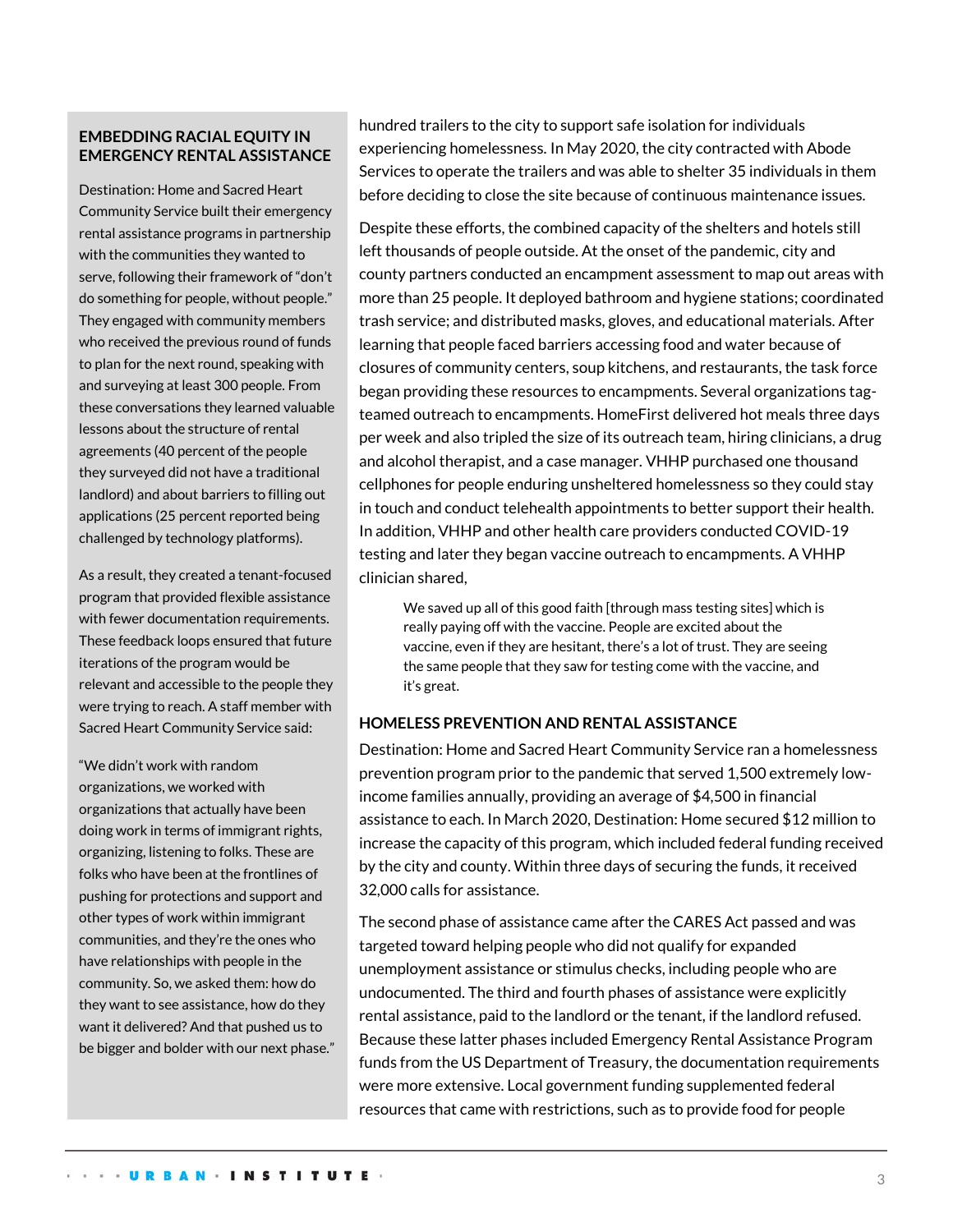**EMBEDDING RACIAL EQUITY IN EMERGENCY RENTAL ASSISTANCE**

Destination: Home and Sacred Heart Community Service built their emergency rental assistance programs in partnership with the communities they wanted to serve, following their framework of "don't do something for people, without people." They engaged with community members who received the previous round of funds to plan for the next round, speaking with and surveying at least 300 people. From these conversations they learned valuable lessons about the structure of rental agreements (40 percent of the people they surveyed did not have a traditional landlord) and about barriers to filling out applications (25 percent reported being challenged by technology platforms).

As a result, they created a tenant-focused program that provided flexible assistance with fewer documentation requirements. These feedback loops ensured that future iterations of the program would be relevant and accessible to the people they were trying to reach. A staff member with Sacred Heart Community Service said:

"We didn't work with random organizations, we worked with organizations that actually have been doing work in terms of immigrant rights, organizing, listening to folks. These are folks who have been at the frontlines of pushing for protections and support and other types of work within immigrant communities, and they're the ones who have relationships with people in the community. So, we asked them: how do they want to see assistance, how do they want it delivered? And that pushed us to be bigger and bolder with our next phase."

hundred trailers to the city to support safe isolation for individuals experiencing homelessness. In May 2020, the city contracted with Abode Services to operate the trailers and was able to shelter 35 individuals in them before deciding to close the site because of continuous maintenance issues.

Despite these efforts, the combined capacity of the shelters and hotels still left thousands of people outside. At the onset of the pandemic, city and county partners conducted an encampment assessment to map out areas with more than 25 people. It deployed bathroom and hygiene stations; coordinated trash service; and distributed masks, gloves, and educational materials. After learning that people faced barriers accessing food and water because of closures of community centers, soup kitchens, and restaurants, the task force began providing these resources to encampments. Several organizations tag-teamed outreach to encampments. HomeFirst delivered hot meals three days per week and also tripled the size of its outreach team, hiring clinicians, a drug and alcohol therapist, and a case manager. VHHP purchased one thousand cellphones for people enduring unsheltered homelessness so they could stay in touch and conduct telehealth appointments to better support their health. In addition, VHHP and other health care providers conducted COVID-19 testing and later they began vaccine outreach to encampments. A VHHP clinician shared,

> We saved up all of this good faith [through mass testing sites] which is really paying off with the vaccine. People are excited about the vaccine, even if they are hesitant, there's a lot of trust. They are seeing the same people that they saw for testing come with the vaccine, and it's great.

**HOMELESS PREVENTION AND RENTAL ASSISTANCE**

Destination: Home and Sacred Heart Community Service ran a homelessness prevention program prior to the pandemic that served 1,500 extremely low-income families annually, providing an average of $4,500 in financial assistance to each. In March 2020, Destination: Home secured $12 million to increase the capacity of this program, which included federal funding received by the city and county. Within three days of securing the funds, it received 32,000 calls for assistance.

The second phase of assistance came after the CARES Act passed and was targeted toward helping people who did not qualify for expanded unemployment assistance or stimulus checks, including people who are undocumented. The third and fourth phases of assistance were explicitly rental assistance, paid to the landlord or the tenant, if the landlord refused. Because these latter phases included Emergency Rental Assistance Program funds from the US Department of Treasury, the documentation requirements were more extensive. Local government funding supplemented federal resources that came with restrictions, such as to provide food for people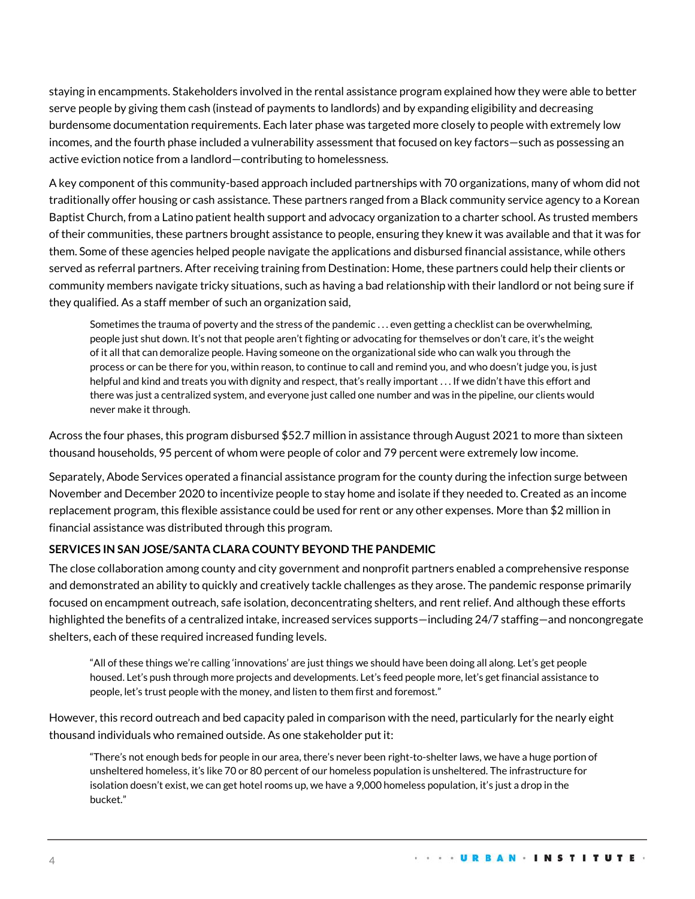staying in encampments. Stakeholders involved in the rental assistance program explained how they were able to better serve people by giving them cash (instead of payments to landlords) and by expanding eligibility and decreasing burdensome documentation requirements. Each later phase was targeted more closely to people with extremely low incomes, and the fourth phase included a vulnerability assessment that focused on key factors—such as possessing an active eviction notice from a landlord—contributing to homelessness.

A key component of this community-based approach included partnerships with 70 organizations, many of whom did not traditionally offer housing or cash assistance. These partners ranged from a Black community service agency to a Korean Baptist Church, from a Latino patient health support and advocacy organization to a charter school. As trusted members of their communities, these partners brought assistance to people, ensuring they knew it was available and that it was for them. Some of these agencies helped people navigate the applications and disbursed financial assistance, while others served as referral partners. After receiving training from Destination: Home, these partners could help their clients or community members navigate tricky situations, such as having a bad relationship with their landlord or not being sure if they qualified. As a staff member of such an organization said,

> Sometimes the trauma of poverty and the stress of the pandemic . . . even getting a checklist can be overwhelming, people just shut down. It's not that people aren't fighting or advocating for themselves or don't care, it's the weight of it all that can demoralize people. Having someone on the organizational side who can walk you through the process or can be there for you, within reason, to continue to call and remind you, and who doesn't judge you, is just helpful and kind and treats you with dignity and respect, that's really important . . . If we didn't have this effort and there was just a centralized system, and everyone just called one number and was in the pipeline, our clients would never make it through.

Across the four phases, this program disbursed $52.7 million in assistance through August 2021 to more than sixteen thousand households, 95 percent of whom were people of color and 79 percent were extremely low income.

Separately, Abode Services operated a financial assistance program for the county during the infection surge between November and December 2020 to incentivize people to stay home and isolate if they needed to. Created as an income replacement program, this flexible assistance could be used for rent or any other expenses. More than $2 million in financial assistance was distributed through this program.

**SERVICES IN SAN JOSE/SANTA CLARA COUNTY BEYOND THE PANDEMIC**

The close collaboration among county and city government and nonprofit partners enabled a comprehensive response and demonstrated an ability to quickly and creatively tackle challenges as they arose. The pandemic response primarily focused on encampment outreach, safe isolation, deconcentrating shelters, and rent relief. And although these efforts highlighted the benefits of a centralized intake, increased services supports—including 24/7 staffing—and noncongregate shelters, each of these required increased funding levels.

> "All of these things we're calling 'innovations' are just things we should have been doing all along. Let's get people housed. Let's push through more projects and developments. Let's feed people more, let's get financial assistance to people, let's trust people with the money, and listen to them first and foremost."

However, this record outreach and bed capacity paled in comparison with the need, particularly for the nearly eight thousand individuals who remained outside. As one stakeholder put it:

> "There's not enough beds for people in our area, there's never been right-to-shelter laws, we have a huge portion of unsheltered homeless, it's like 70 or 80 percent of our homeless population is unsheltered. The infrastructure for isolation doesn't exist, we can get hotel rooms up, we have a 9,000 homeless population, it's just a drop in the bucket."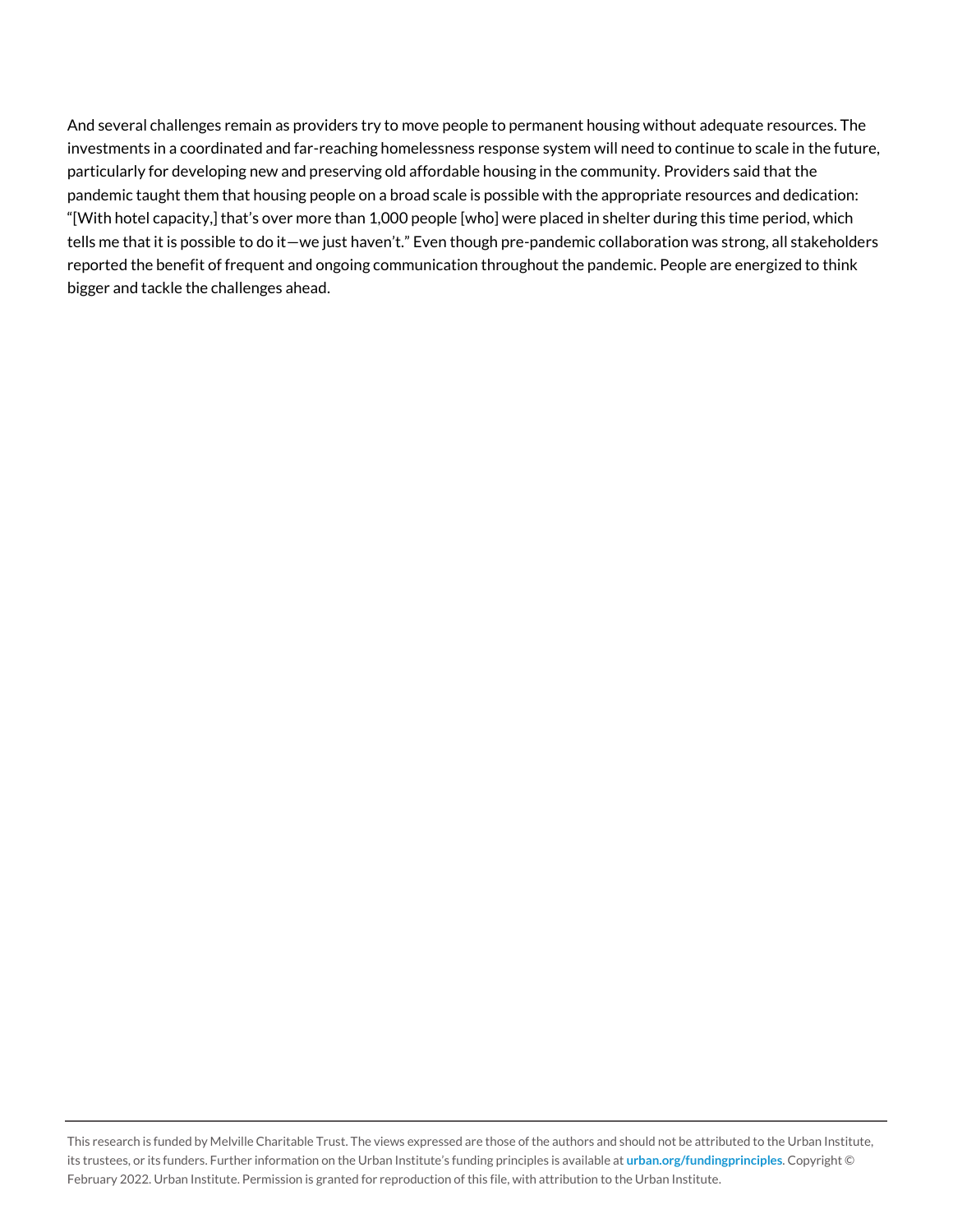And several challenges remain as providers try to move people to permanent housing without adequate resources. The investments in a coordinated and far-reaching homelessness response system will need to continue to scale in the future, particularly for developing new and preserving old affordable housing in the community. Providers said that the pandemic taught them that housing people on a broad scale is possible with the appropriate resources and dedication: "[With hotel capacity,] that's over more than 1,000 people [who] were placed in shelter during this time period, which tells me that it is possible to do it—we just haven't." Even though pre-pandemic collaboration was strong, all stakeholders reported the benefit of frequent and ongoing communication throughout the pandemic. People are energized to think bigger and tackle the challenges ahead.

---

This research is funded by Melville Charitable Trust. The views expressed are those of the authors and should not be attributed to the Urban Institute, its trustees, or its funders. Further information on the Urban Institute's funding principles is available at **urban.org/fundingprinciples**. Copyright © February 2022. Urban Institute. Permission is granted for reproduction of this file, with attribution to the Urban Institute.